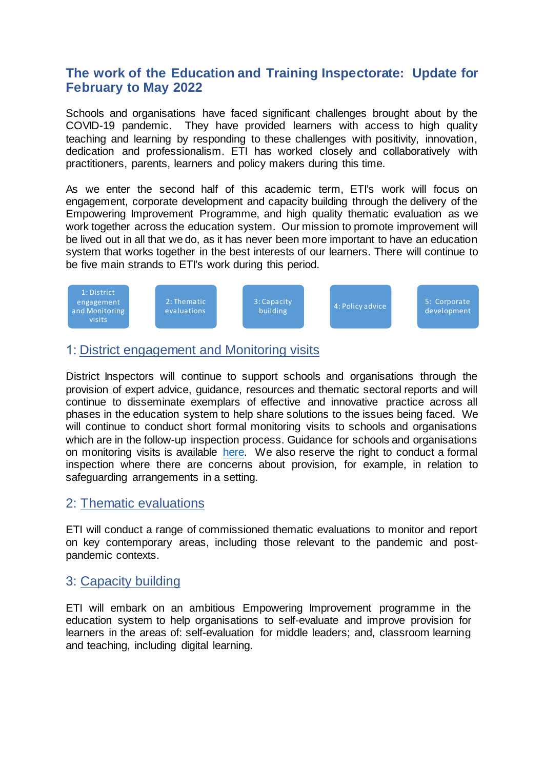# The work of the Education and Training Inspectorate: Update for February to May 2022

Schools and organisations have faced significant challenges brought about by the COVID-19 pandemic. They have provided learners with access to high quality teaching and learning by responding to these challenges with positivity, innovation, dedication and professionalism. ETI has worked closely and collaboratively with practitioners, parents, learners and policy makers during this time.

As we enter the second half of this academic term, ETI's work will focus on engagement, corporate development and capacity building through the delivery of the Empowering Improvement Programme, and high quality thematic evaluation as we work together across the education system. Our mission to promote improvement will be lived out in all that we do, as it has never been more important to have an education system that works together in the best interests of our learners. There will continue to be five main strands to ETI's work during this period.

- 1: District engagement and Monitoring visits
- 2: Thematic evaluations
- 3: Capacity building
- 4: Policy advice
- 5: Corporate development

## 1: District engagement and Monitoring visits

District Inspectors will continue to support schools and organisations through the provision of expert advice, guidance, resources and thematic sectoral reports and will continue to disseminate exemplars of effective and innovative practice across all phases in the education system to help share solutions to the issues being faced. We will continue to conduct short formal monitoring visits to schools and organisations which are in the follow-up inspection process. Guidance for schools and organisations on monitoring visits is available here. We also reserve the right to conduct a formal inspection where there are concerns about provision, for example, in relation to safeguarding arrangements in a setting.

## 2: Thematic evaluations

ETI will conduct a range of commissioned thematic evaluations to monitor and report on key contemporary areas, including those relevant to the pandemic and post-pandemic contexts.

## 3: Capacity building

ETI will embark on an ambitious Empowering Improvement programme in the education system to help organisations to self-evaluate and improve provision for learners in the areas of: self-evaluation for middle leaders; and, classroom learning and teaching, including digital learning.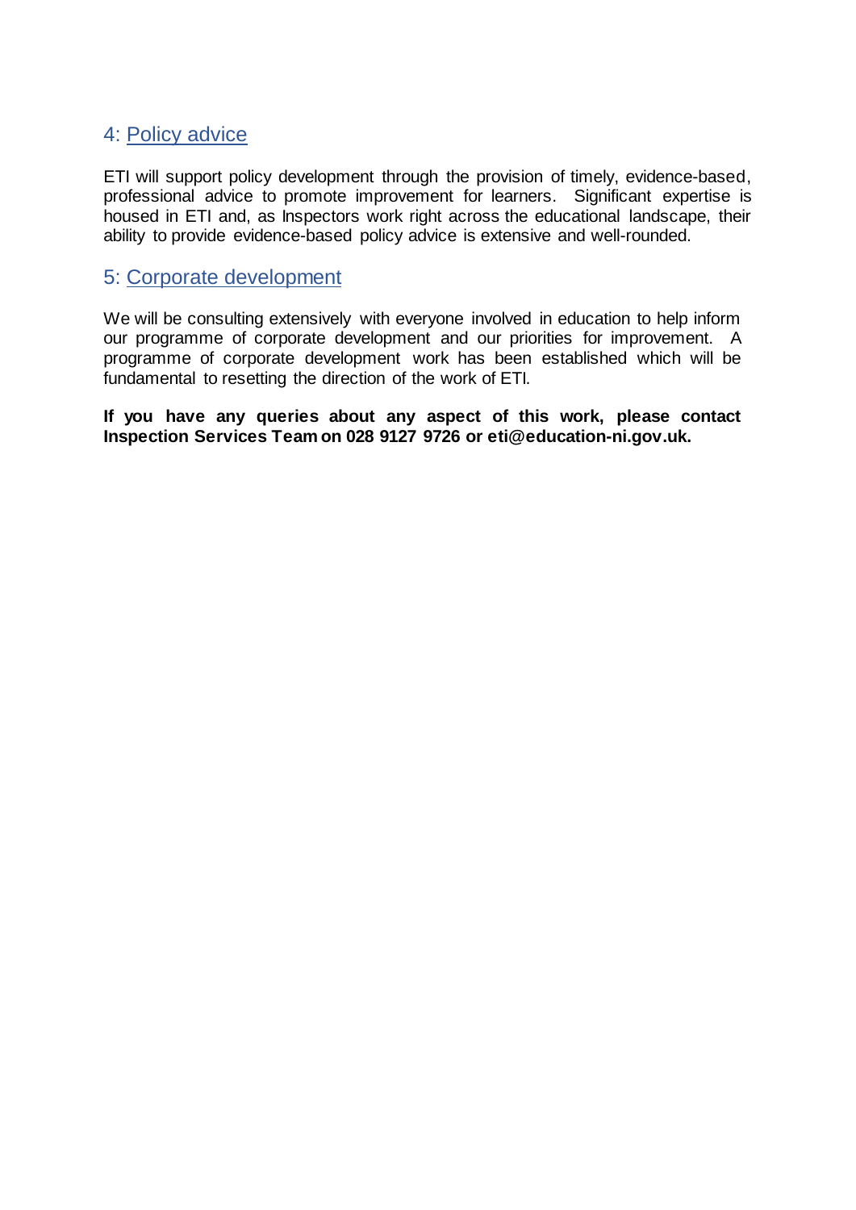## 4: Policy advice

ETI will support policy development through the provision of timely, evidence-based, professional advice to promote improvement for learners. Significant expertise is housed in ETI and, as Inspectors work right across the educational landscape, their ability to provide evidence-based policy advice is extensive and well-rounded.

## 5: Corporate development

We will be consulting extensively with everyone involved in education to help inform our programme of corporate development and our priorities for improvement. A programme of corporate development work has been established which will be fundamental to resetting the direction of the work of ETI.

**If you have any queries about any aspect of this work, please contact Inspection Services Team on 028 9127 9726 or eti@education-ni.gov.uk.**